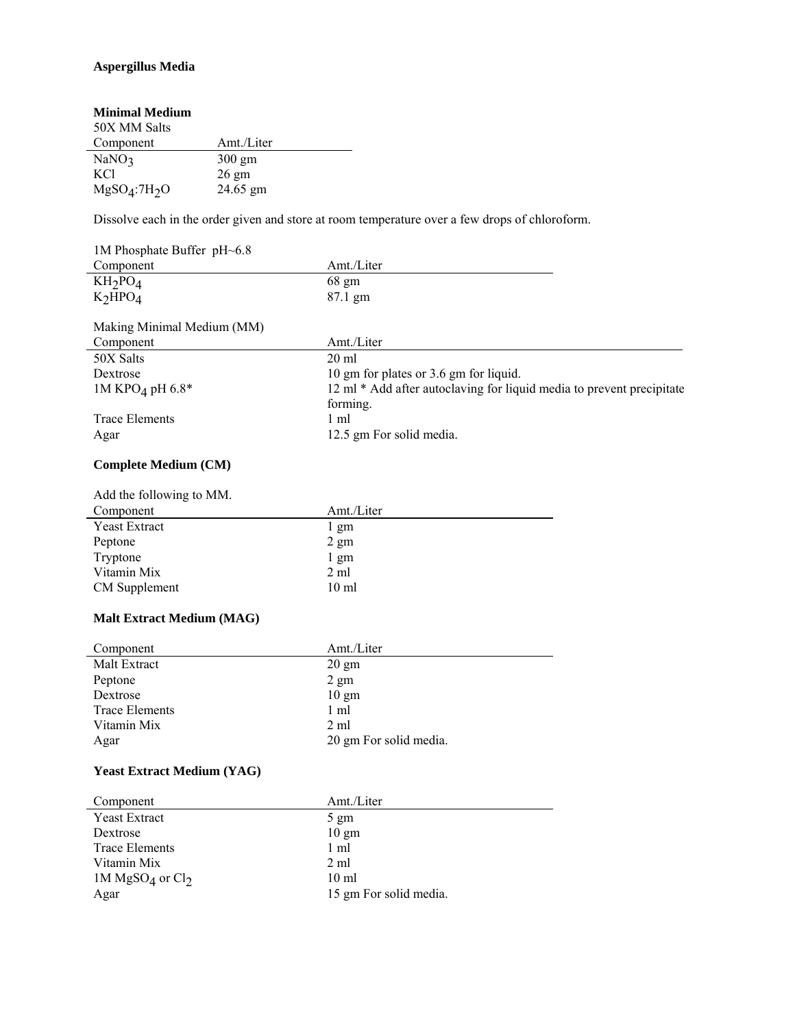# Aspergillus Media

## Minimal Medium

50X MM Salts

| Component | Amt./Liter |
|---|---|
| $NaNO_3$ | 300 gm |
| KCl | 26 gm |
| $MgSO_4$:$7H_2O$ | 24.65 gm |

Dissolve each in the order given and store at room temperature over a few drops of chloroform.

1M Phosphate Buffer pH~6.8

| Component | Amt./Liter |
|---|---|
| $KH_2PO_4$ | 68 gm |
| $K_2HPO_4$ | 87.1 gm |

Making Minimal Medium (MM)

| Component | Amt./Liter |
|---|---|
| 50X Salts | 20 ml |
| Dextrose | 10 gm for plates or 3.6 gm for liquid. |
| 1M $KPO_4$ pH 6.8* | 12 ml * Add after autoclaving for liquid media to prevent precipitate forming. |
| Trace Elements | 1 ml |
| Agar | 12.5 gm For solid media. |

## Complete Medium (CM)

Add the following to MM.

| Component | Amt./Liter |
|---|---|
| Yeast Extract | 1 gm |
| Peptone | 2 gm |
| Tryptone | 1 gm |
| Vitamin Mix | 2 ml |
| CM Supplement | 10 ml |

## Malt Extract Medium (MAG)

| Component | Amt./Liter |
|---|---|
| Malt Extract | 20 gm |
| Peptone | 2 gm |
| Dextrose | 10 gm |
| Trace Elements | 1 ml |
| Vitamin Mix | 2 ml |
| Agar | 20 gm For solid media. |

## Yeast Extract Medium (YAG)

| Component | Amt./Liter |
|---|---|
| Yeast Extract | 5 gm |
| Dextrose | 10 gm |
| Trace Elements | 1 ml |
| Vitamin Mix | 2 ml |
| 1M $MgSO_4$ or $Cl_2$ | 10 ml |
| Agar | 15 gm For solid media. |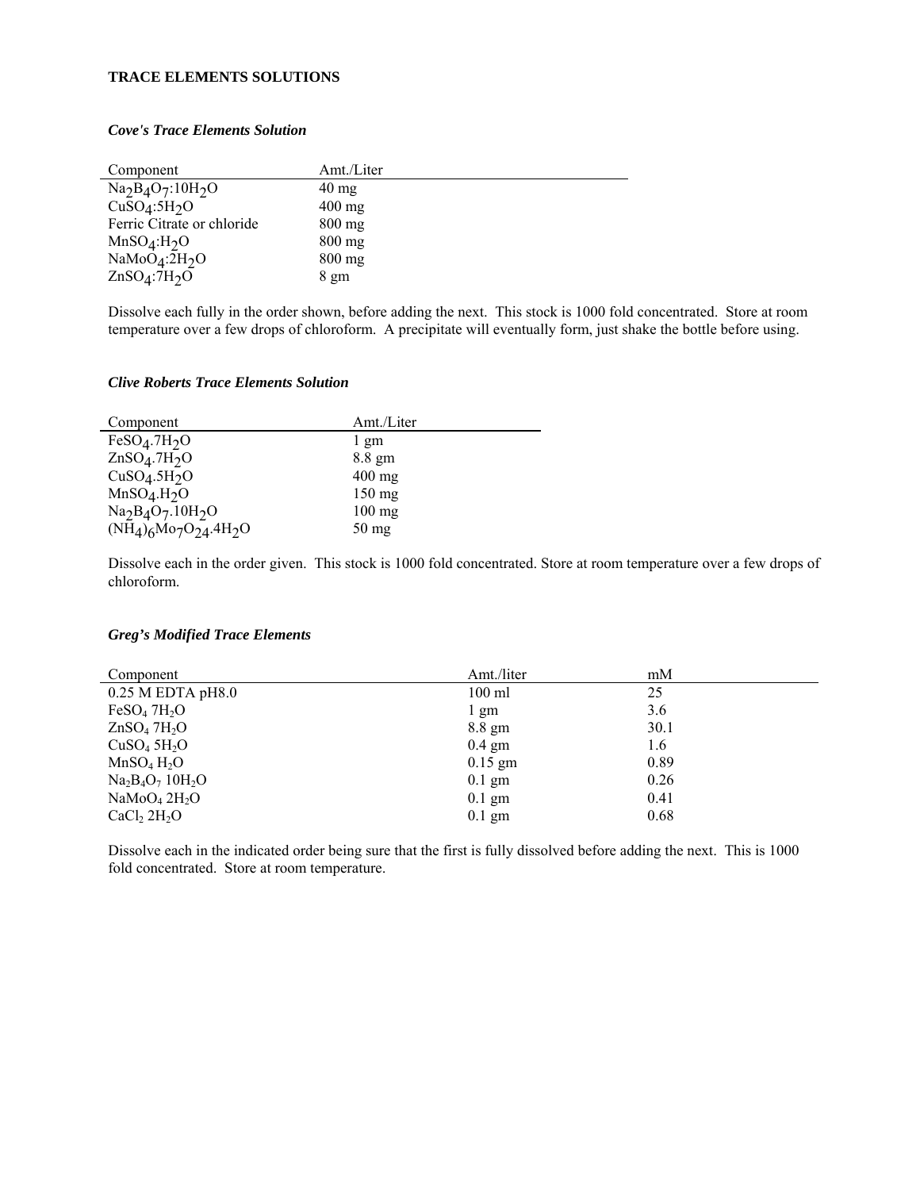## TRACE ELEMENTS SOLUTIONS

### *Cove's Trace Elements Solution*

| Component | Amt./Liter |
|---|---|
| $Na_2B_4O_7$:$10H_2O$ | 40 mg |
| $CuSO_4$:$5H_2O$ | 400 mg |
| Ferric Citrate or chloride | 800 mg |
| $MnSO_4$:$H_2O$ | 800 mg |
| $NaMoO_4$:$2H_2O$ | 800 mg |
| $ZnSO_4$:$7H_2O$ | 8 gm |

Dissolve each fully in the order shown, before adding the next. This stock is 1000 fold concentrated. Store at room temperature over a few drops of chloroform. A precipitate will eventually form, just shake the bottle before using.

### *Clive Roberts Trace Elements Solution*

| Component | Amt./Liter |
|---|---|
| $FeSO_4.7H_2O$ | 1 gm |
| $ZnSO_4.7H_2O$ | 8.8 gm |
| $CuSO_4.5H_2O$ | 400 mg |
| $MnSO_4.H_2O$ | 150 mg |
| $Na_2B_4O_7.10H_2O$ | 100 mg |
| $(NH_4)_6Mo_7O_{24}.4H_2O$ | 50 mg |

Dissolve each in the order given. This stock is 1000 fold concentrated. Store at room temperature over a few drops of chloroform.

### *Greg's Modified Trace Elements*

| Component | Amt./liter | mM |
|---|---|---|
| 0.25 M EDTA pH8.0 | 100 ml | 25 |
| $FeSO_4$ $7H_2O$ | 1 gm | 3.6 |
| $ZnSO_4$ $7H_2O$ | 8.8 gm | 30.1 |
| $CuSO_4$ $5H_2O$ | 0.4 gm | 1.6 |
| $MnSO_4$ $H_2O$ | 0.15 gm | 0.89 |
| $Na_2B_4O_7$ $10H_2O$ | 0.1 gm | 0.26 |
| $NaMoO_4$ $2H_2O$ | 0.1 gm | 0.41 |
| $CaCl_2$ $2H_2O$ | 0.1 gm | 0.68 |

Dissolve each in the indicated order being sure that the first is fully dissolved before adding the next. This is 1000 fold concentrated. Store at room temperature.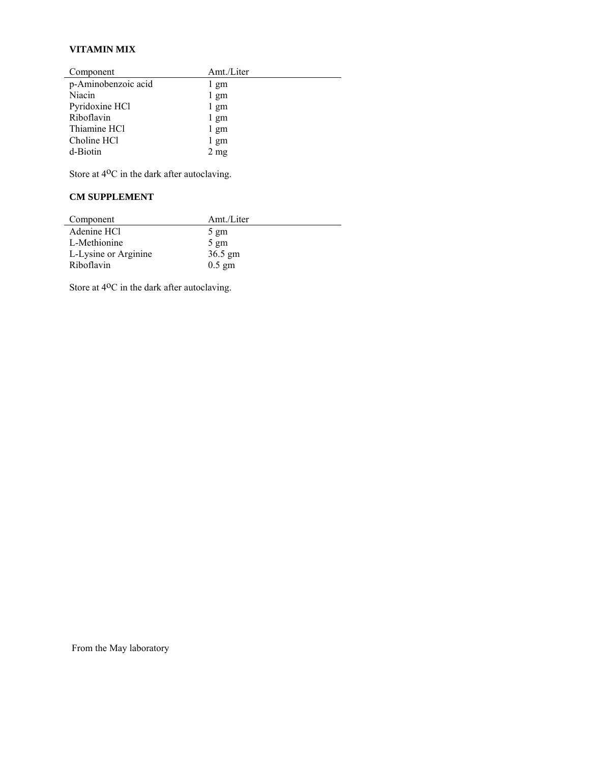**VITAMIN MIX**

| Component | Amt./Liter |
|---|---|
| p-Aminobenzoic acid | 1 gm |
| Niacin | 1 gm |
| Pyridoxine HCl | 1 gm |
| Riboflavin | 1 gm |
| Thiamine HCl | 1 gm |
| Choline HCl | 1 gm |
| d-Biotin | 2 mg |

Store at 4$^{o}$C in the dark after autoclaving.

**CM SUPPLEMENT**

| Component | Amt./Liter |
|---|---|
| Adenine HCl | 5 gm |
| L-Methionine | 5 gm |
| L-Lysine or Arginine | 36.5 gm |
| Riboflavin | 0.5 gm |

Store at 4$^{o}$C in the dark after autoclaving.

From the May laboratory